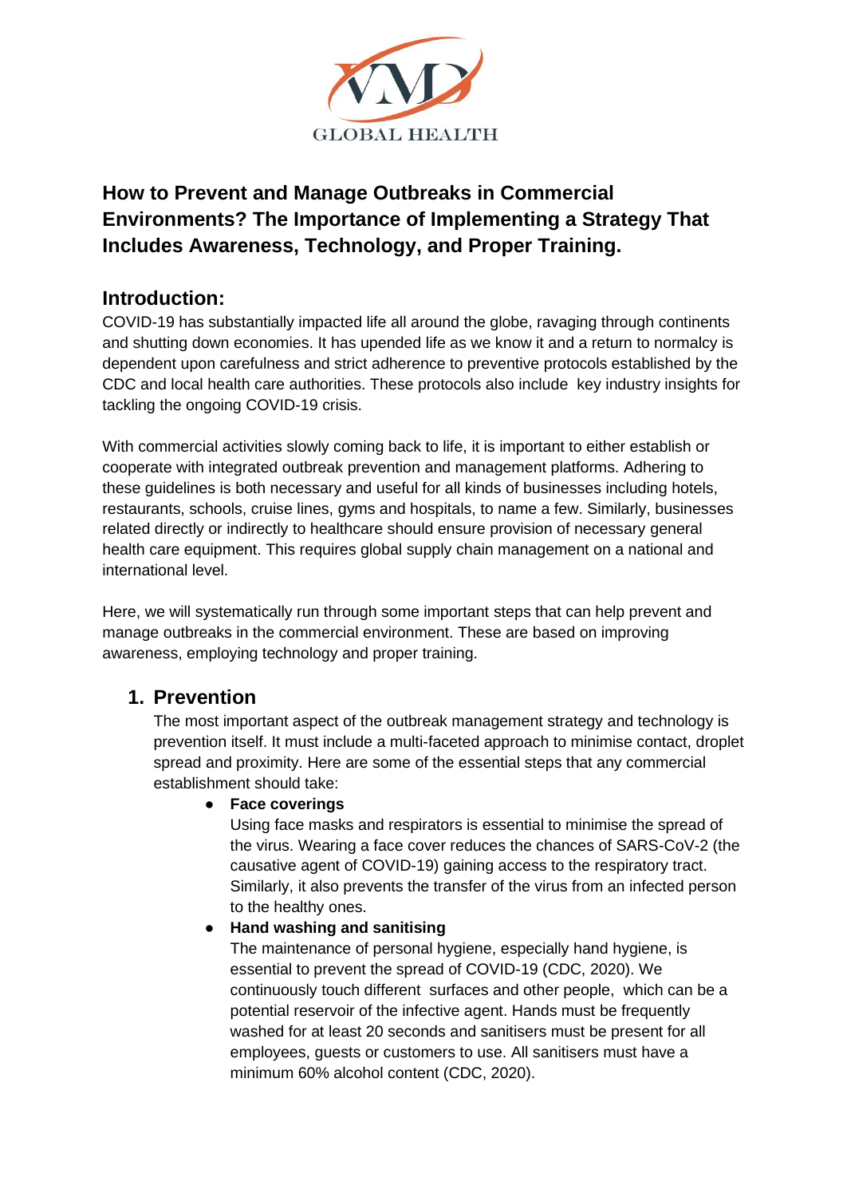VMD

GLOBAL HEALTH

# How to Prevent and Manage Outbreaks in Commercial Environments? The Importance of Implementing a Strategy That Includes Awareness, Technology, and Proper Training.

## Introduction:

COVID-19 has substantially impacted life all around the globe, ravaging through continents and shutting down economies. It has upended life as we know it and a return to normalcy is dependent upon carefulness and strict adherence to preventive protocols established by the CDC and local health care authorities. These protocols also include key industry insights for tackling the ongoing COVID-19 crisis.

With commercial activities slowly coming back to life, it is important to either establish or cooperate with integrated outbreak prevention and management platforms. Adhering to these guidelines is both necessary and useful for all kinds of businesses including hotels, restaurants, schools, cruise lines, gyms and hospitals, to name a few. Similarly, businesses related directly or indirectly to healthcare should ensure provision of necessary general health care equipment. This requires global supply chain management on a national and international level.

Here, we will systematically run through some important steps that can help prevent and manage outbreaks in the commercial environment. These are based on improving awareness, employing technology and proper training.

## 1. Prevention

The most important aspect of the outbreak management strategy and technology is prevention itself. It must include a multi-faceted approach to minimise contact, droplet spread and proximity. Here are some of the essential steps that any commercial establishment should take:

- **Face coverings**
  Using face masks and respirators is essential to minimise the spread of the virus. Wearing a face cover reduces the chances of SARS-CoV-2 (the causative agent of COVID-19) gaining access to the respiratory tract. Similarly, it also prevents the transfer of the virus from an infected person to the healthy ones.
- **Hand washing and sanitising**
  The maintenance of personal hygiene, especially hand hygiene, is essential to prevent the spread of COVID-19 (CDC, 2020). We continuously touch different surfaces and other people, which can be a potential reservoir of the infective agent. Hands must be frequently washed for at least 20 seconds and sanitisers must be present for all employees, guests or customers to use. All sanitisers must have a minimum 60% alcohol content (CDC, 2020).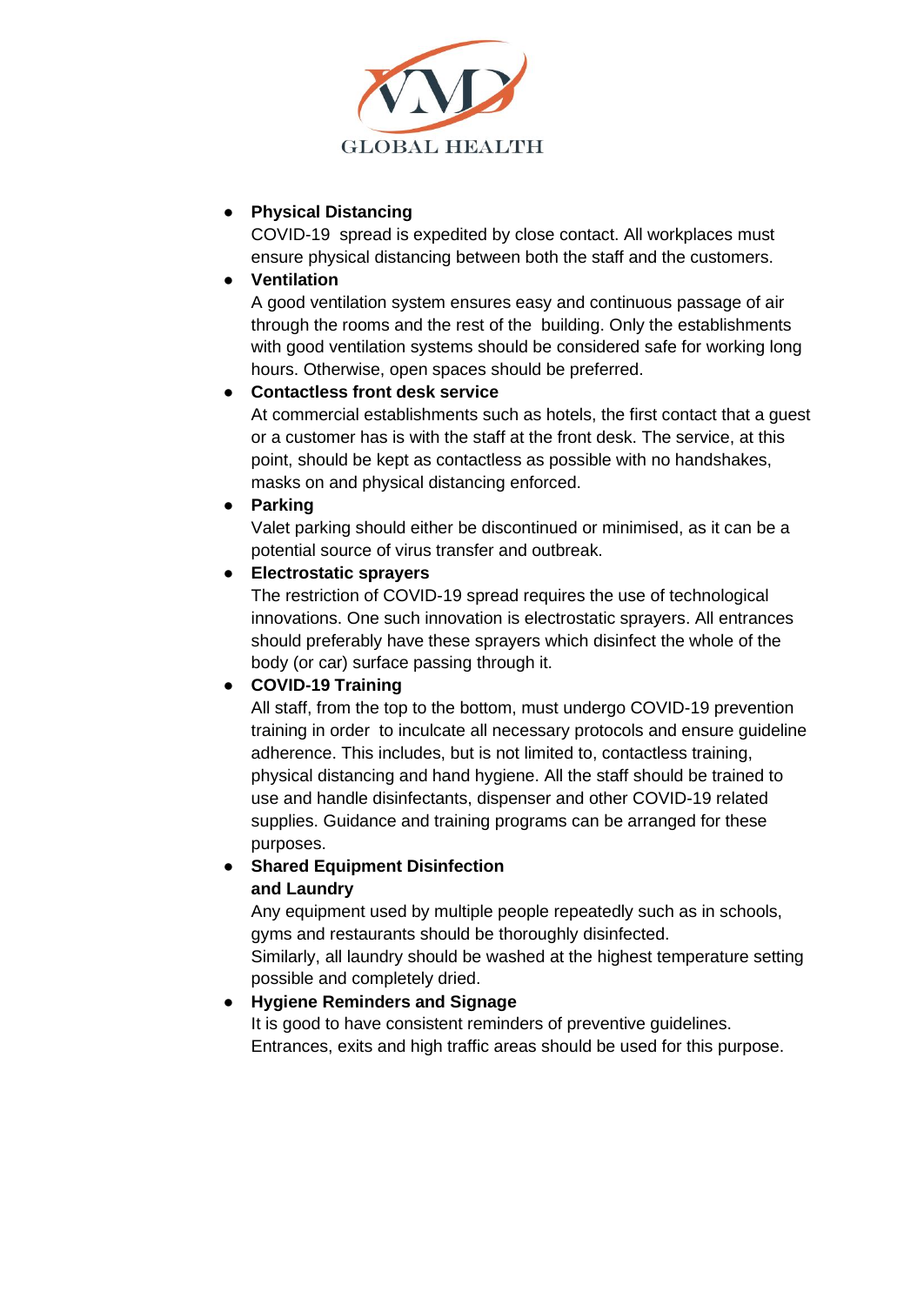- **Physical Distancing**
  COVID-19 spread is expedited by close contact. All workplaces must ensure physical distancing between both the staff and the customers.
- **Ventilation**
  A good ventilation system ensures easy and continuous passage of air through the rooms and the rest of the building. Only the establishments with good ventilation systems should be considered safe for working long hours. Otherwise, open spaces should be preferred.
- **Contactless front desk service**
  At commercial establishments such as hotels, the first contact that a guest or a customer has is with the staff at the front desk. The service, at this point, should be kept as contactless as possible with no handshakes, masks on and physical distancing enforced.
- **Parking**
  Valet parking should either be discontinued or minimised, as it can be a potential source of virus transfer and outbreak.
- **Electrostatic sprayers**
  The restriction of COVID-19 spread requires the use of technological innovations. One such innovation is electrostatic sprayers. All entrances should preferably have these sprayers which disinfect the whole of the body (or car) surface passing through it.
- **COVID-19 Training**
  All staff, from the top to the bottom, must undergo COVID-19 prevention training in order to inculcate all necessary protocols and ensure guideline adherence. This includes, but is not limited to, contactless training, physical distancing and hand hygiene. All the staff should be trained to use and handle disinfectants, dispenser and other COVID-19 related supplies. Guidance and training programs can be arranged for these purposes.
- **Shared Equipment Disinfection and Laundry**
  Any equipment used by multiple people repeatedly such as in schools, gyms and restaurants should be thoroughly disinfected.
  Similarly, all laundry should be washed at the highest temperature setting possible and completely dried.
- **Hygiene Reminders and Signage**
  It is good to have consistent reminders of preventive guidelines. Entrances, exits and high traffic areas should be used for this purpose.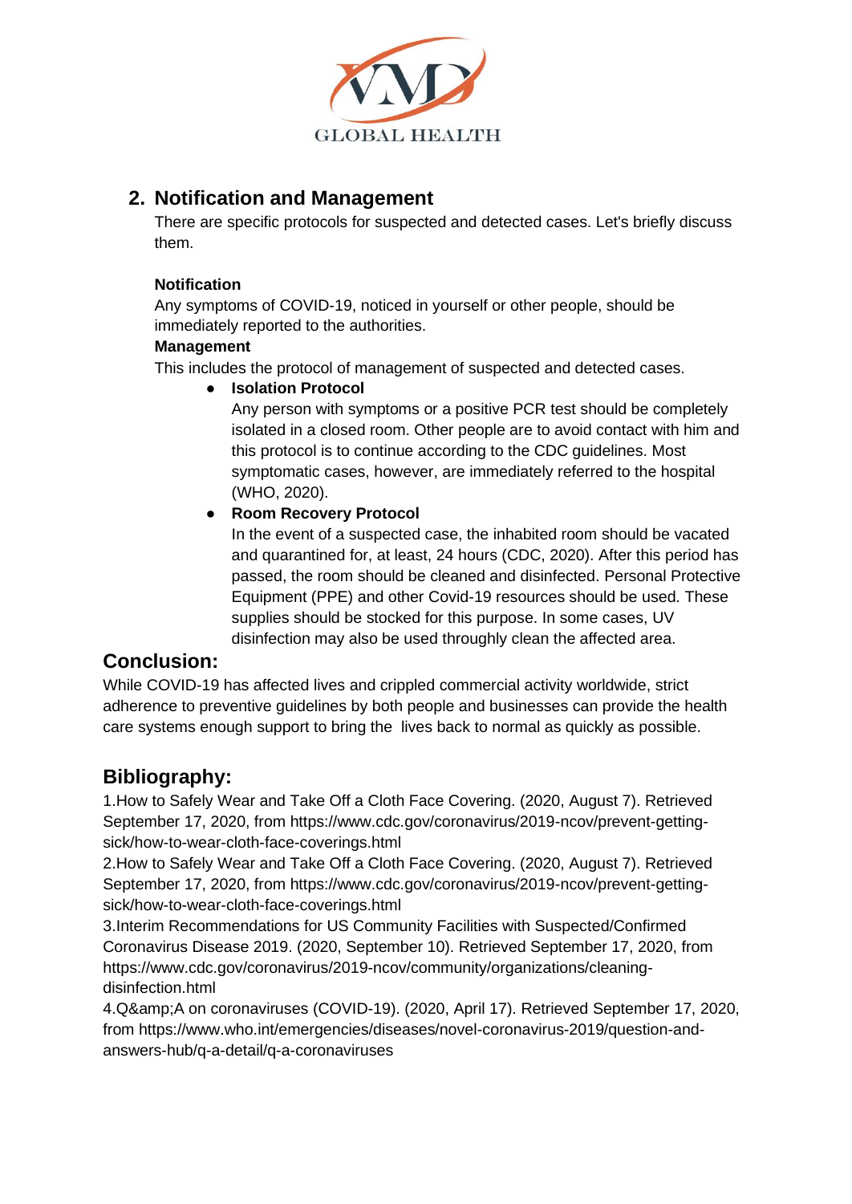## 2. Notification and Management

There are specific protocols for suspected and detected cases. Let's briefly discuss them.

**Notification**

Any symptoms of COVID-19, noticed in yourself or other people, should be immediately reported to the authorities.

**Management**

This includes the protocol of management of suspected and detected cases.

- **Isolation Protocol**
  Any person with symptoms or a positive PCR test should be completely isolated in a closed room. Other people are to avoid contact with him and this protocol is to continue according to the CDC guidelines. Most symptomatic cases, however, are immediately referred to the hospital (WHO, 2020).
- **Room Recovery Protocol**
  In the event of a suspected case, the inhabited room should be vacated and quarantined for, at least, 24 hours (CDC, 2020). After this period has passed, the room should be cleaned and disinfected. Personal Protective Equipment (PPE) and other Covid-19 resources should be used. These supplies should be stocked for this purpose. In some cases, UV disinfection may also be used throughly clean the affected area.

## Conclusion:

While COVID-19 has affected lives and crippled commercial activity worldwide, strict adherence to preventive guidelines by both people and businesses can provide the health care systems enough support to bring the lives back to normal as quickly as possible.

## Bibliography:

1.How to Safely Wear and Take Off a Cloth Face Covering. (2020, August 7). Retrieved September 17, 2020, from https://www.cdc.gov/coronavirus/2019-ncov/prevent-getting-sick/how-to-wear-cloth-face-coverings.html

2.How to Safely Wear and Take Off a Cloth Face Covering. (2020, August 7). Retrieved September 17, 2020, from https://www.cdc.gov/coronavirus/2019-ncov/prevent-getting-sick/how-to-wear-cloth-face-coverings.html

3.Interim Recommendations for US Community Facilities with Suspected/Confirmed Coronavirus Disease 2019. (2020, September 10). Retrieved September 17, 2020, from https://www.cdc.gov/coronavirus/2019-ncov/community/organizations/cleaning-disinfection.html

4.Q&amp;A on coronaviruses (COVID-19). (2020, April 17). Retrieved September 17, 2020, from https://www.who.int/emergencies/diseases/novel-coronavirus-2019/question-and-answers-hub/q-a-detail/q-a-coronaviruses